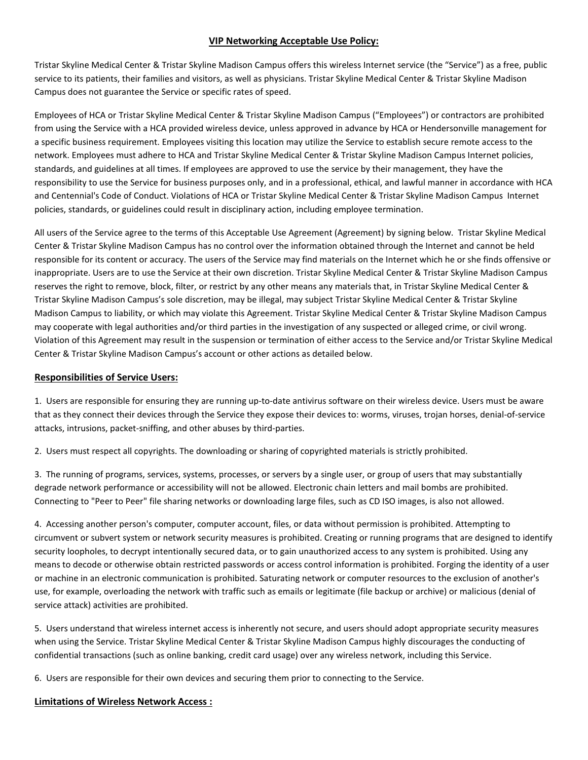## VIP Networking Acceptable Use Policy:

Tristar Skyline Medical Center & Tristar Skyline Madison Campus offers this wireless Internet service (the "Service") as a free, public service to its patients, their families and visitors, as well as physicians. Tristar Skyline Medical Center & Tristar Skyline Madison Campus does not guarantee the Service or specific rates of speed.

Employees of HCA or Tristar Skyline Medical Center & Tristar Skyline Madison Campus ("Employees") or contractors are prohibited from using the Service with a HCA provided wireless device, unless approved in advance by HCA or Hendersonville management for a specific business requirement. Employees visiting this location may utilize the Service to establish secure remote access to the network. Employees must adhere to HCA and Tristar Skyline Medical Center & Tristar Skyline Madison Campus Internet policies, standards, and guidelines at all times. If employees are approved to use the service by their management, they have the responsibility to use the Service for business purposes only, and in a professional, ethical, and lawful manner in accordance with HCA and Centennial's Code of Conduct. Violations of HCA or Tristar Skyline Medical Center & Tristar Skyline Madison Campus Internet policies, standards, or guidelines could result in disciplinary action, including employee termination.

All users of the Service agree to the terms of this Acceptable Use Agreement (Agreement) by signing below. Tristar Skyline Medical Center & Tristar Skyline Madison Campus has no control over the information obtained through the Internet and cannot be held responsible for its content or accuracy. The users of the Service may find materials on the Internet which he or she finds offensive or inappropriate. Users are to use the Service at their own discretion. Tristar Skyline Medical Center & Tristar Skyline Madison Campus reserves the right to remove, block, filter, or restrict by any other means any materials that, in Tristar Skyline Medical Center & Tristar Skyline Madison Campus's sole discretion, may be illegal, may subject Tristar Skyline Medical Center & Tristar Skyline Madison Campus to liability, or which may violate this Agreement. Tristar Skyline Medical Center & Tristar Skyline Madison Campus may cooperate with legal authorities and/or third parties in the investigation of any suspected or alleged crime, or civil wrong. Violation of this Agreement may result in the suspension or termination of either access to the Service and/or Tristar Skyline Medical Center & Tristar Skyline Madison Campus's account or other actions as detailed below.

### Responsibilities of Service Users:

1. Users are responsible for ensuring they are running up-to-date antivirus software on their wireless device. Users must be aware that as they connect their devices through the Service they expose their devices to: worms, viruses, trojan horses, denial-of-service attacks, intrusions, packet-sniffing, and other abuses by third-parties.

2. Users must respect all copyrights. The downloading or sharing of copyrighted materials is strictly prohibited.

3. The running of programs, services, systems, processes, or servers by a single user, or group of users that may substantially degrade network performance or accessibility will not be allowed. Electronic chain letters and mail bombs are prohibited. Connecting to "Peer to Peer" file sharing networks or downloading large files, such as CD ISO images, is also not allowed.

4. Accessing another person's computer, computer account, files, or data without permission is prohibited. Attempting to circumvent or subvert system or network security measures is prohibited. Creating or running programs that are designed to identify security loopholes, to decrypt intentionally secured data, or to gain unauthorized access to any system is prohibited. Using any means to decode or otherwise obtain restricted passwords or access control information is prohibited. Forging the identity of a user or machine in an electronic communication is prohibited. Saturating network or computer resources to the exclusion of another's use, for example, overloading the network with traffic such as emails or legitimate (file backup or archive) or malicious (denial of service attack) activities are prohibited.

5. Users understand that wireless internet access is inherently not secure, and users should adopt appropriate security measures when using the Service. Tristar Skyline Medical Center & Tristar Skyline Madison Campus highly discourages the conducting of confidential transactions (such as online banking, credit card usage) over any wireless network, including this Service.

6. Users are responsible for their own devices and securing them prior to connecting to the Service.

### Limitations of Wireless Network Access :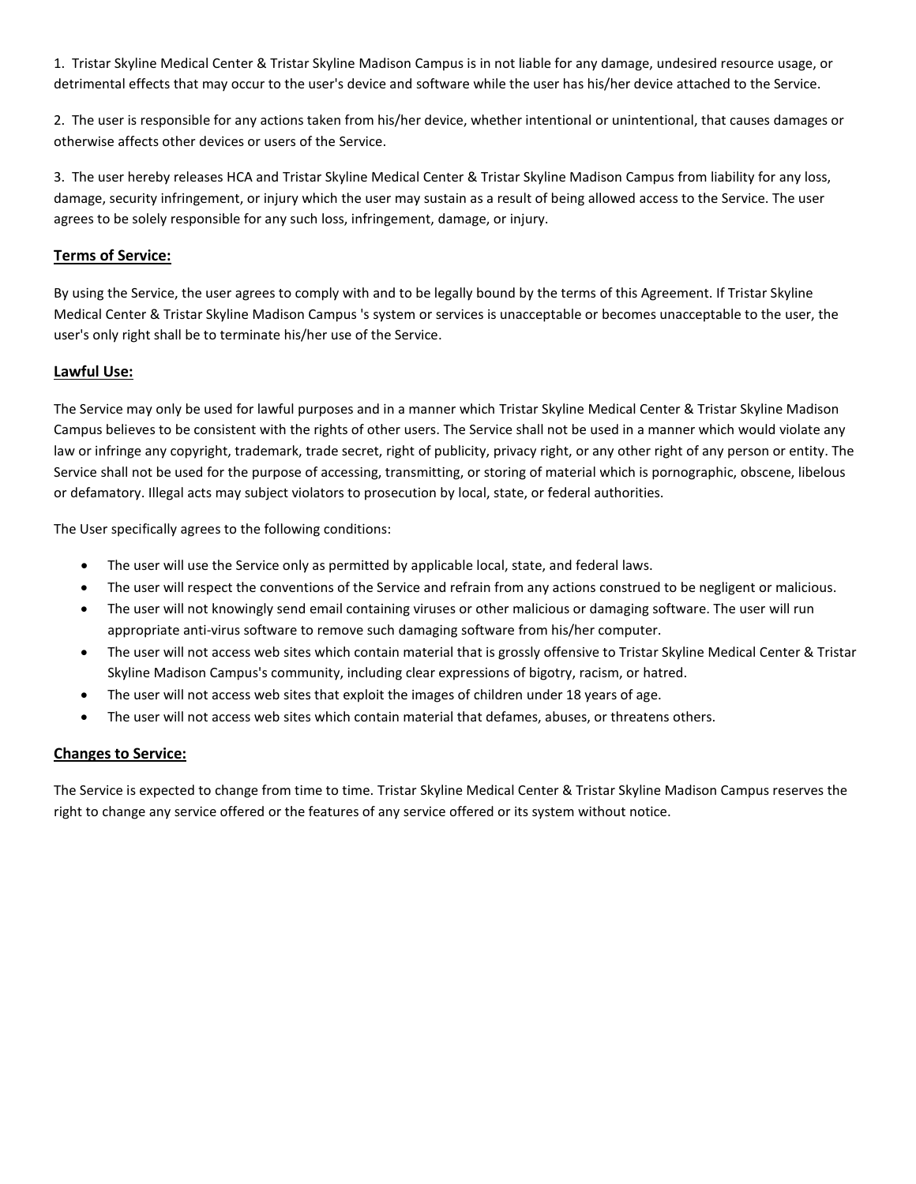1. Tristar Skyline Medical Center & Tristar Skyline Madison Campus is in not liable for any damage, undesired resource usage, or detrimental effects that may occur to the user's device and software while the user has his/her device attached to the Service.

2. The user is responsible for any actions taken from his/her device, whether intentional or unintentional, that causes damages or otherwise affects other devices or users of the Service.

3. The user hereby releases HCA and Tristar Skyline Medical Center & Tristar Skyline Madison Campus from liability for any loss, damage, security infringement, or injury which the user may sustain as a result of being allowed access to the Service. The user agrees to be solely responsible for any such loss, infringement, damage, or injury.

## Terms of Service:

By using the Service, the user agrees to comply with and to be legally bound by the terms of this Agreement. If Tristar Skyline Medical Center & Tristar Skyline Madison Campus 's system or services is unacceptable or becomes unacceptable to the user, the user's only right shall be to terminate his/her use of the Service.

## Lawful Use:

The Service may only be used for lawful purposes and in a manner which Tristar Skyline Medical Center & Tristar Skyline Madison Campus believes to be consistent with the rights of other users. The Service shall not be used in a manner which would violate any law or infringe any copyright, trademark, trade secret, right of publicity, privacy right, or any other right of any person or entity. The Service shall not be used for the purpose of accessing, transmitting, or storing of material which is pornographic, obscene, libelous or defamatory. Illegal acts may subject violators to prosecution by local, state, or federal authorities.

The User specifically agrees to the following conditions:

- The user will use the Service only as permitted by applicable local, state, and federal laws.
- The user will respect the conventions of the Service and refrain from any actions construed to be negligent or malicious.
- The user will not knowingly send email containing viruses or other malicious or damaging software. The user will run appropriate anti-virus software to remove such damaging software from his/her computer.
- The user will not access web sites which contain material that is grossly offensive to Tristar Skyline Medical Center & Tristar Skyline Madison Campus's community, including clear expressions of bigotry, racism, or hatred.
- The user will not access web sites that exploit the images of children under 18 years of age.
- The user will not access web sites which contain material that defames, abuses, or threatens others.

## Changes to Service:

The Service is expected to change from time to time. Tristar Skyline Medical Center & Tristar Skyline Madison Campus reserves the right to change any service offered or the features of any service offered or its system without notice.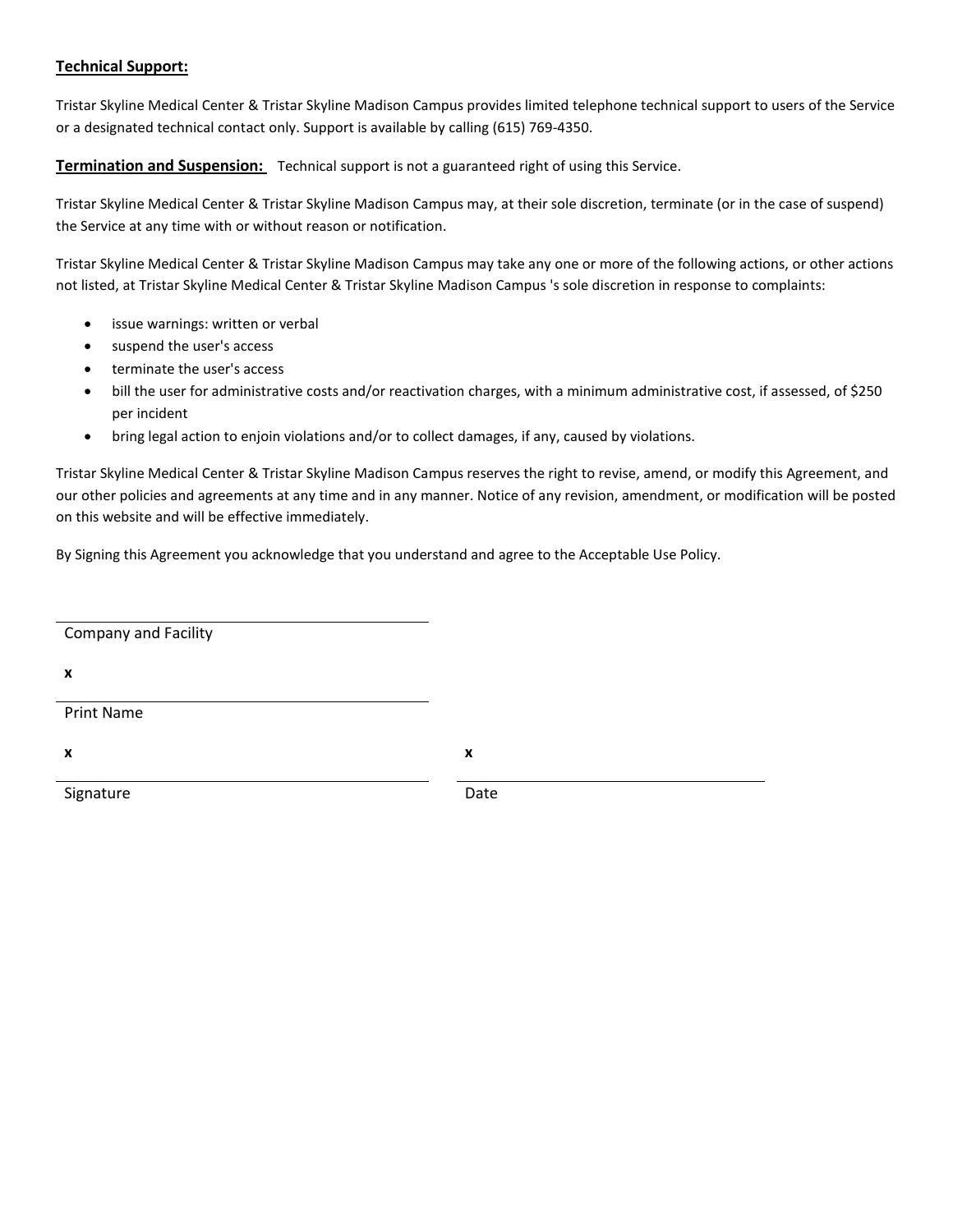**Technical Support:**

Tristar Skyline Medical Center & Tristar Skyline Madison Campus provides limited telephone technical support to users of the Service or a designated technical contact only. Support is available by calling (615) 769-4350.

**Termination and Suspension:** Technical support is not a guaranteed right of using this Service.

Tristar Skyline Medical Center & Tristar Skyline Madison Campus may, at their sole discretion, terminate (or in the case of suspend) the Service at any time with or without reason or notification.

Tristar Skyline Medical Center & Tristar Skyline Madison Campus may take any one or more of the following actions, or other actions not listed, at Tristar Skyline Medical Center & Tristar Skyline Madison Campus 's sole discretion in response to complaints:

- issue warnings: written or verbal
- suspend the user's access
- terminate the user's access
- bill the user for administrative costs and/or reactivation charges, with a minimum administrative cost, if assessed, of $250 per incident
- bring legal action to enjoin violations and/or to collect damages, if any, caused by violations.

Tristar Skyline Medical Center & Tristar Skyline Madison Campus reserves the right to revise, amend, or modify this Agreement, and our other policies and agreements at any time and in any manner. Notice of any revision, amendment, or modification will be posted on this website and will be effective immediately.

By Signing this Agreement you acknowledge that you understand and agree to the Acceptable Use Policy.

\_\_\_\_\_\_\_\_\_\_\_\_\_\_\_\_\_\_\_\_\_\_\_\_\_\_\_\_\_\_\_\_\_\_\_\_\_\_\_\_

Company and Facility

**x** \_\_\_\_\_\_\_\_\_\_\_\_\_\_\_\_\_\_\_\_\_\_\_\_\_\_\_\_\_\_\_\_\_\_\_\_\_\_\_\_

Print Name

**x** \_\_\_\_\_\_\_\_\_\_\_\_\_\_\_\_\_\_\_\_\_\_\_\_\_\_\_\_\_\_\_\_\_\_\_\_\_\_\_\_ **x** \_\_\_\_\_\_\_\_\_\_\_\_\_\_\_\_\_\_\_\_\_\_\_\_\_\_\_\_\_\_\_\_

Signature Date